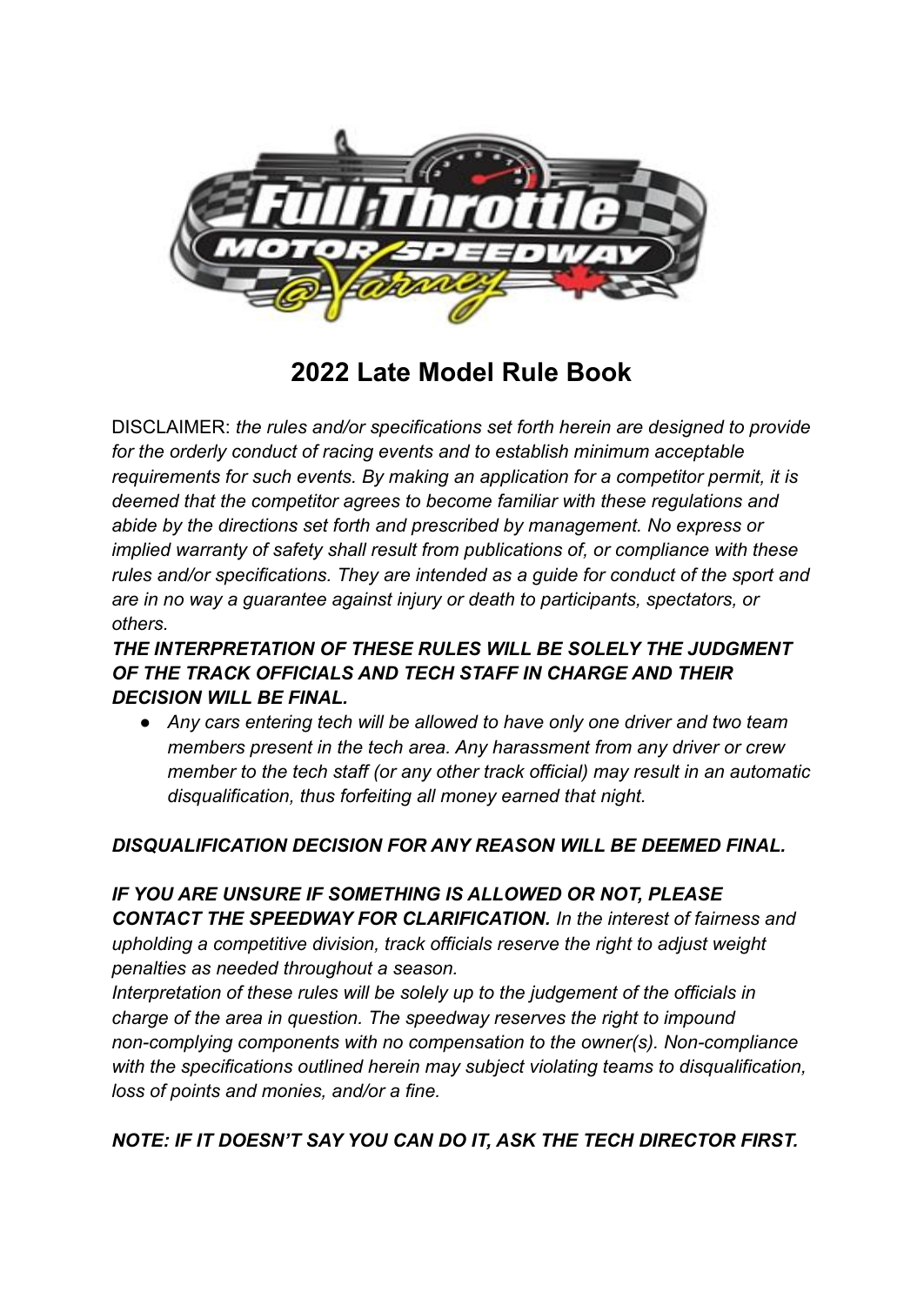# 2022 Late Model Rule Book

DISCLAIMER: *the rules and/or specifications set forth herein are designed to provide for the orderly conduct of racing events and to establish minimum acceptable requirements for such events. By making an application for a competitor permit, it is deemed that the competitor agrees to become familiar with these regulations and abide by the directions set forth and prescribed by management. No express or implied warranty of safety shall result from publications of, or compliance with these rules and/or specifications. They are intended as a guide for conduct of the sport and are in no way a guarantee against injury or death to participants, spectators, or others.*

***THE INTERPRETATION OF THESE RULES WILL BE SOLELY THE JUDGMENT OF THE TRACK OFFICIALS AND TECH STAFF IN CHARGE AND THEIR DECISION WILL BE FINAL.***

- *Any cars entering tech will be allowed to have only one driver and two team members present in the tech area. Any harassment from any driver or crew member to the tech staff (or any other track official) may result in an automatic disqualification, thus forfeiting all money earned that night.*

***DISQUALIFICATION DECISION FOR ANY REASON WILL BE DEEMED FINAL.***

***IF YOU ARE UNSURE IF SOMETHING IS ALLOWED OR NOT, PLEASE CONTACT THE SPEEDWAY FOR CLARIFICATION.*** *In the interest of fairness and upholding a competitive division, track officials reserve the right to adjust weight penalties as needed throughout a season.*

*Interpretation of these rules will be solely up to the judgement of the officials in charge of the area in question. The speedway reserves the right to impound non-complying components with no compensation to the owner(s). Non-compliance with the specifications outlined herein may subject violating teams to disqualification, loss of points and monies, and/or a fine.*

***NOTE: IF IT DOESN'T SAY YOU CAN DO IT, ASK THE TECH DIRECTOR FIRST.***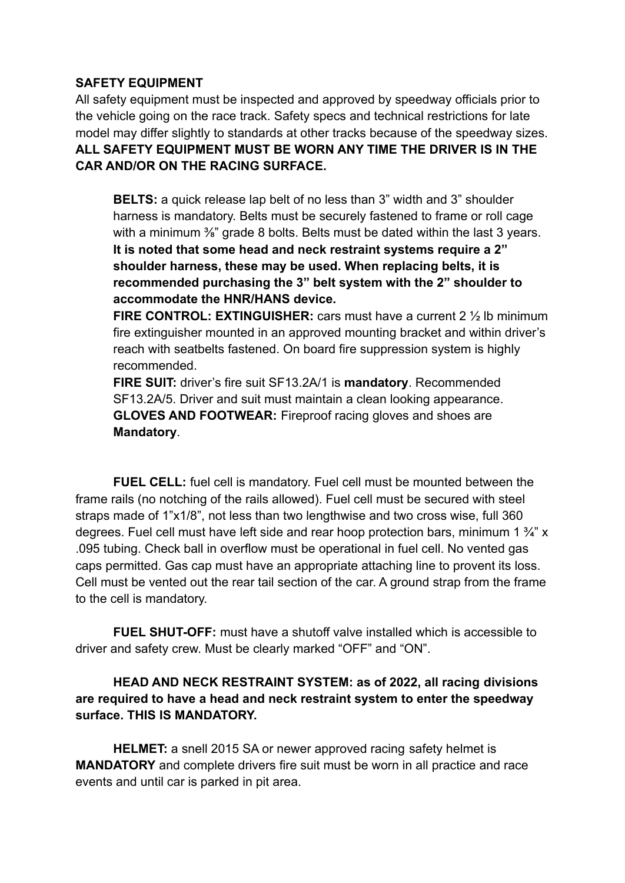**SAFETY EQUIPMENT**

All safety equipment must be inspected and approved by speedway officials prior to the vehicle going on the race track. Safety specs and technical restrictions for late model may differ slightly to standards at other tracks because of the speedway sizes.

**ALL SAFETY EQUIPMENT MUST BE WORN ANY TIME THE DRIVER IS IN THE CAR AND/OR ON THE RACING SURFACE.**

**BELTS:** a quick release lap belt of no less than 3" width and 3" shoulder harness is mandatory. Belts must be securely fastened to frame or roll cage with a minimum ⅜" grade 8 bolts. Belts must be dated within the last 3 years. **It is noted that some head and neck restraint systems require a 2" shoulder harness, these may be used. When replacing belts, it is recommended purchasing the 3" belt system with the 2" shoulder to accommodate the HNR/HANS device.**

**FIRE CONTROL: EXTINGUISHER:** cars must have a current 2 ½ lb minimum fire extinguisher mounted in an approved mounting bracket and within driver's reach with seatbelts fastened. On board fire suppression system is highly recommended.

**FIRE SUIT:** driver's fire suit SF13.2A/1 is **mandatory**. Recommended SF13.2A/5. Driver and suit must maintain a clean looking appearance.

**GLOVES AND FOOTWEAR:** Fireproof racing gloves and shoes are **Mandatory**.

**FUEL CELL:** fuel cell is mandatory. Fuel cell must be mounted between the frame rails (no notching of the rails allowed). Fuel cell must be secured with steel straps made of 1"x1/8", not less than two lengthwise and two cross wise, full 360 degrees. Fuel cell must have left side and rear hoop protection bars, minimum 1 ¾" x .095 tubing. Check ball in overflow must be operational in fuel cell. No vented gas caps permitted. Gas cap must have an appropriate attaching line to provent its loss. Cell must be vented out the rear tail section of the car. A ground strap from the frame to the cell is mandatory.

**FUEL SHUT-OFF:** must have a shutoff valve installed which is accessible to driver and safety crew. Must be clearly marked "OFF" and "ON".

**HEAD AND NECK RESTRAINT SYSTEM: as of 2022, all racing divisions are required to have a head and neck restraint system to enter the speedway surface. THIS IS MANDATORY.**

**HELMET:** a snell 2015 SA or newer approved racing safety helmet is **MANDATORY** and complete drivers fire suit must be worn in all practice and race events and until car is parked in pit area.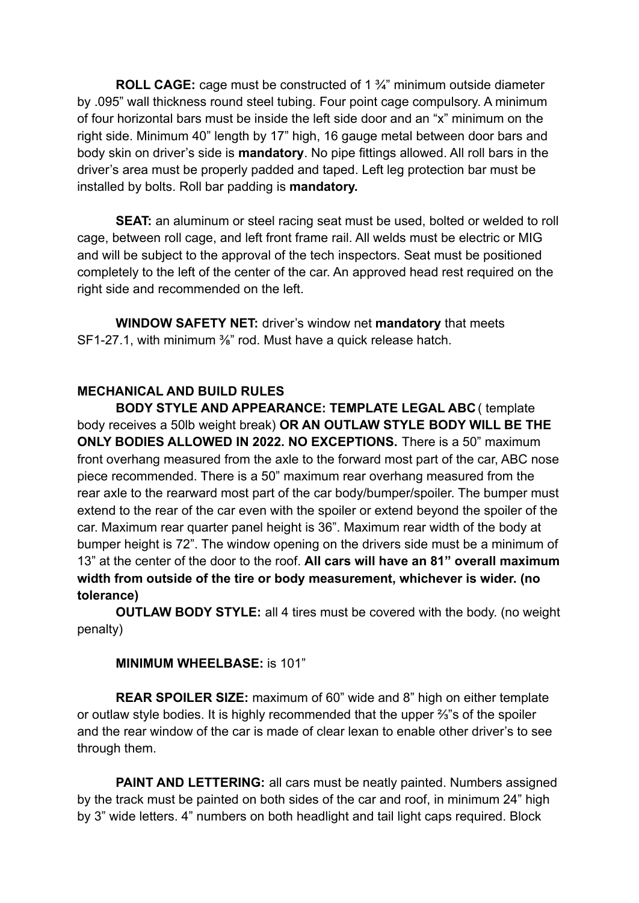**ROLL CAGE:** cage must be constructed of 1 ¾" minimum outside diameter by .095" wall thickness round steel tubing. Four point cage compulsory. A minimum of four horizontal bars must be inside the left side door and an "x" minimum on the right side. Minimum 40" length by 17" high, 16 gauge metal between door bars and body skin on driver's side is **mandatory**. No pipe fittings allowed. All roll bars in the driver's area must be properly padded and taped. Left leg protection bar must be installed by bolts. Roll bar padding is **mandatory.**

**SEAT:** an aluminum or steel racing seat must be used, bolted or welded to roll cage, between roll cage, and left front frame rail. All welds must be electric or MIG and will be subject to the approval of the tech inspectors. Seat must be positioned completely to the left of the center of the car. An approved head rest required on the right side and recommended on the left.

**WINDOW SAFETY NET:** driver's window net **mandatory** that meets SF1-27.1, with minimum ⅜" rod. Must have a quick release hatch.

## MECHANICAL AND BUILD RULES

**BODY STYLE AND APPEARANCE: TEMPLATE LEGAL ABC** ( template body receives a 50lb weight break) **OR AN OUTLAW STYLE BODY WILL BE THE ONLY BODIES ALLOWED IN 2022. NO EXCEPTIONS.** There is a 50" maximum front overhang measured from the axle to the forward most part of the car, ABC nose piece recommended. There is a 50" maximum rear overhang measured from the rear axle to the rearward most part of the car body/bumper/spoiler. The bumper must extend to the rear of the car even with the spoiler or extend beyond the spoiler of the car. Maximum rear quarter panel height is 36". Maximum rear width of the body at bumper height is 72". The window opening on the drivers side must be a minimum of 13" at the center of the door to the roof. **All cars will have an 81" overall maximum width from outside of the tire or body measurement, whichever is wider. (no tolerance)**

**OUTLAW BODY STYLE:** all 4 tires must be covered with the body. (no weight penalty)

**MINIMUM WHEELBASE:** is 101"

**REAR SPOILER SIZE:** maximum of 60" wide and 8" high on either template or outlaw style bodies. It is highly recommended that the upper ⅔"s of the spoiler and the rear window of the car is made of clear lexan to enable other driver's to see through them.

**PAINT AND LETTERING:** all cars must be neatly painted. Numbers assigned by the track must be painted on both sides of the car and roof, in minimum 24" high by 3" wide letters. 4" numbers on both headlight and tail light caps required. Block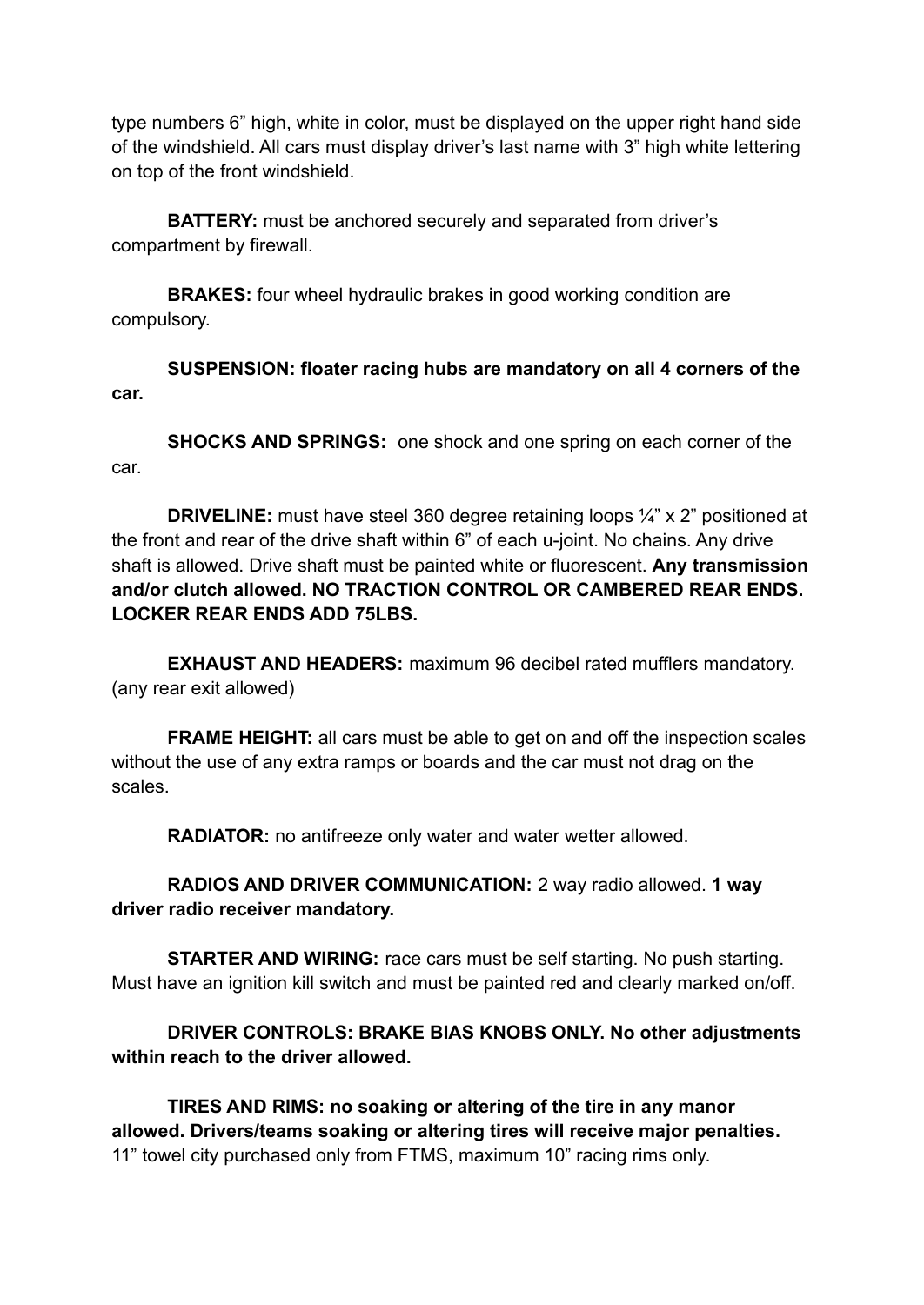type numbers 6” high, white in color, must be displayed on the upper right hand side of the windshield. All cars must display driver’s last name with 3” high white lettering on top of the front windshield.

**BATTERY:** must be anchored securely and separated from driver’s compartment by firewall.

**BRAKES:** four wheel hydraulic brakes in good working condition are compulsory.

**SUSPENSION: floater racing hubs are mandatory on all 4 corners of the car.**

**SHOCKS AND SPRINGS:** one shock and one spring on each corner of the car.

**DRIVELINE:** must have steel 360 degree retaining loops ¼” x 2” positioned at the front and rear of the drive shaft within 6” of each u-joint. No chains. Any drive shaft is allowed. Drive shaft must be painted white or fluorescent. **Any transmission and/or clutch allowed. NO TRACTION CONTROL OR CAMBERED REAR ENDS. LOCKER REAR ENDS ADD 75LBS.**

**EXHAUST AND HEADERS:** maximum 96 decibel rated mufflers mandatory. (any rear exit allowed)

**FRAME HEIGHT:** all cars must be able to get on and off the inspection scales without the use of any extra ramps or boards and the car must not drag on the scales.

**RADIATOR:** no antifreeze only water and water wetter allowed.

**RADIOS AND DRIVER COMMUNICATION:** 2 way radio allowed. **1 way driver radio receiver mandatory.**

**STARTER AND WIRING:** race cars must be self starting. No push starting. Must have an ignition kill switch and must be painted red and clearly marked on/off.

**DRIVER CONTROLS: BRAKE BIAS KNOBS ONLY. No other adjustments within reach to the driver allowed.**

**TIRES AND RIMS: no soaking or altering of the tire in any manor allowed. Drivers/teams soaking or altering tires will receive major penalties.** 11” towel city purchased only from FTMS, maximum 10” racing rims only.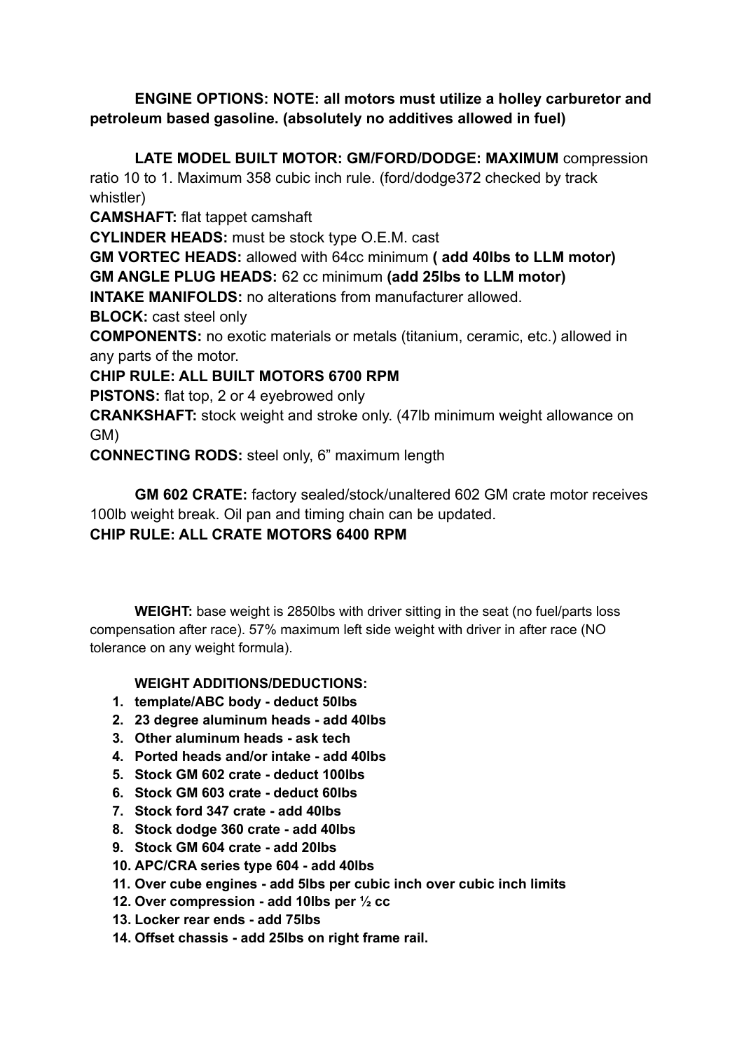**ENGINE OPTIONS: NOTE: all motors must utilize a holley carburetor and petroleum based gasoline. (absolutely no additives allowed in fuel)**

**LATE MODEL BUILT MOTOR: GM/FORD/DODGE: MAXIMUM** compression ratio 10 to 1. Maximum 358 cubic inch rule. (ford/dodge372 checked by track whistler)

**CAMSHAFT:** flat tappet camshaft

**CYLINDER HEADS:** must be stock type O.E.M. cast

**GM VORTEC HEADS:** allowed with 64cc minimum **( add 40lbs to LLM motor)**

**GM ANGLE PLUG HEADS:** 62 cc minimum **(add 25lbs to LLM motor)**

**INTAKE MANIFOLDS:** no alterations from manufacturer allowed.

**BLOCK:** cast steel only

**COMPONENTS:** no exotic materials or metals (titanium, ceramic, etc.) allowed in any parts of the motor.

**CHIP RULE: ALL BUILT MOTORS 6700 RPM**

**PISTONS:** flat top, 2 or 4 eyebrowed only

**CRANKSHAFT:** stock weight and stroke only. (47lb minimum weight allowance on GM)

**CONNECTING RODS:** steel only, 6" maximum length

**GM 602 CRATE:** factory sealed/stock/unaltered 602 GM crate motor receives 100lb weight break. Oil pan and timing chain can be updated.

**CHIP RULE: ALL CRATE MOTORS 6400 RPM**

**WEIGHT:** base weight is 2850lbs with driver sitting in the seat (no fuel/parts loss compensation after race). 57% maximum left side weight with driver in after race (NO tolerance on any weight formula).

**WEIGHT ADDITIONS/DEDUCTIONS:**

1. **template/ABC body - deduct 50lbs**
2. **23 degree aluminum heads - add 40lbs**
3. **Other aluminum heads - ask tech**
4. **Ported heads and/or intake - add 40lbs**
5. **Stock GM 602 crate - deduct 100lbs**
6. **Stock GM 603 crate - deduct 60lbs**
7. **Stock ford 347 crate - add 40lbs**
8. **Stock dodge 360 crate - add 40lbs**
9. **Stock GM 604 crate - add 20lbs**
10. **APC/CRA series type 604 - add 40lbs**
11. **Over cube engines - add 5lbs per cubic inch over cubic inch limits**
12. **Over compression - add 10lbs per ½ cc**
13. **Locker rear ends - add 75lbs**
14. **Offset chassis - add 25lbs on right frame rail.**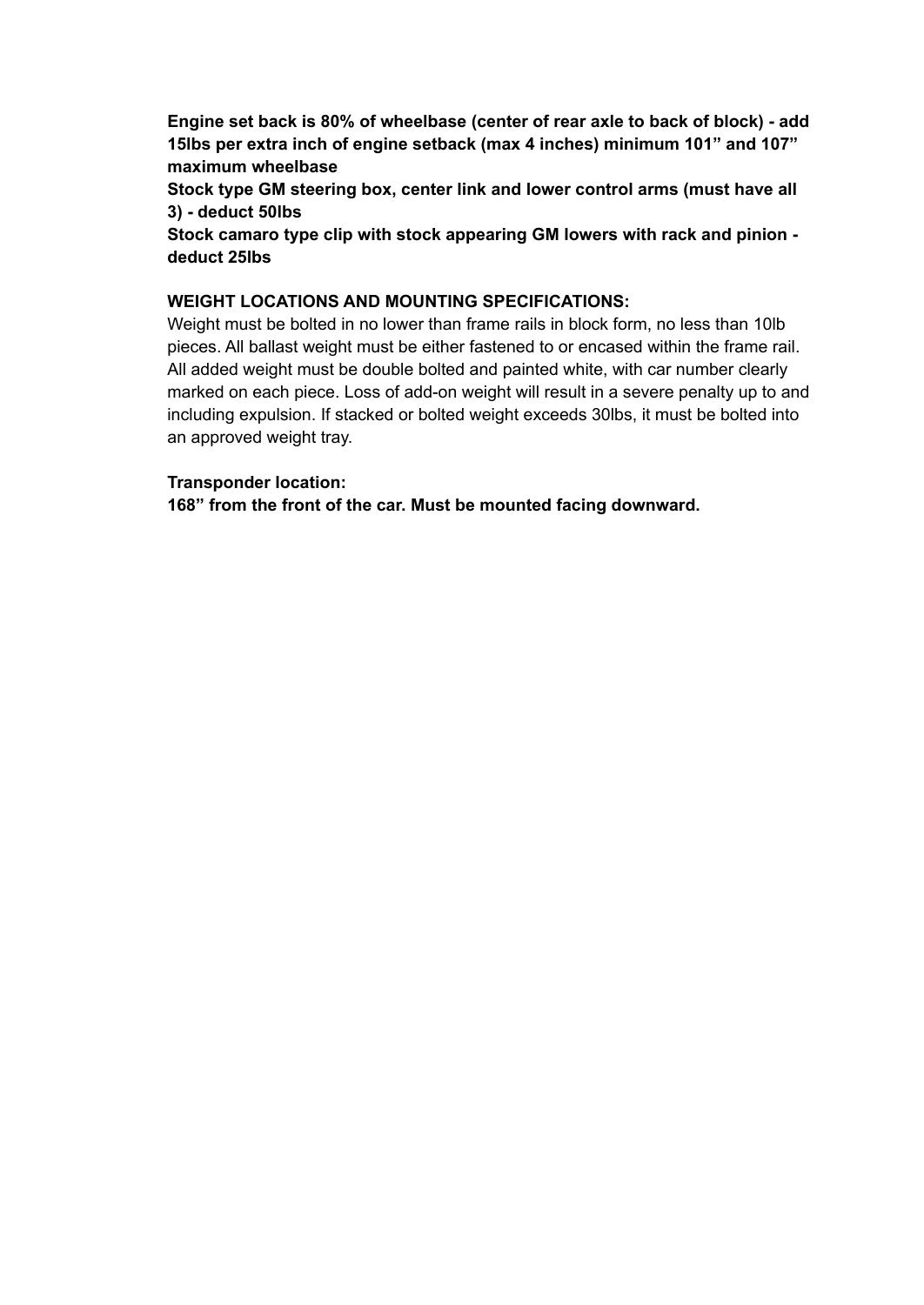**Engine set back is 80% of wheelbase (center of rear axle to back of block) - add 15lbs per extra inch of engine setback (max 4 inches) minimum 101” and 107” maximum wheelbase**
**Stock type GM steering box, center link and lower control arms (must have all 3) - deduct 50lbs**
**Stock camaro type clip with stock appearing GM lowers with rack and pinion - deduct 25lbs**

**WEIGHT LOCATIONS AND MOUNTING SPECIFICATIONS:**
Weight must be bolted in no lower than frame rails in block form, no less than 10lb pieces. All ballast weight must be either fastened to or encased within the frame rail. All added weight must be double bolted and painted white, with car number clearly marked on each piece. Loss of add-on weight will result in a severe penalty up to and including expulsion. If stacked or bolted weight exceeds 30lbs, it must be bolted into an approved weight tray.

**Transponder location:**
**168” from the front of the car. Must be mounted facing downward.**